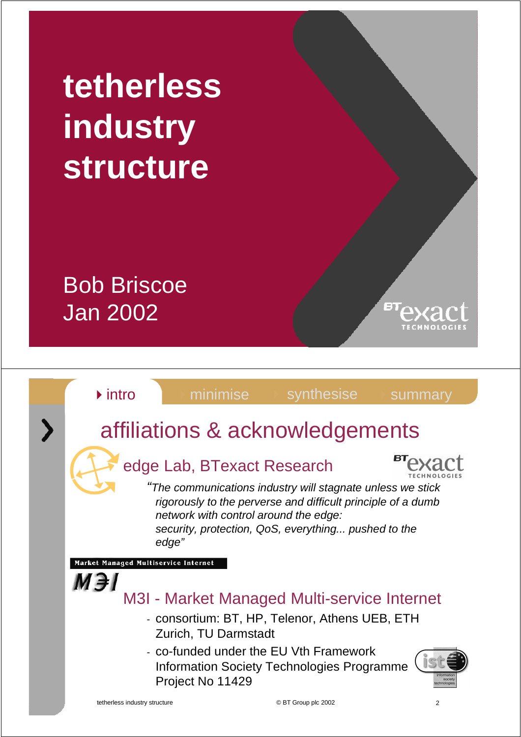# tetherless industry structure

Bob Briscoe
Jan 2002

BTexact TECHNOLOGIES

---

intro | minimise | synthesise | summary

## affiliations & acknowledgements

### edge Lab, BTexact Research

*"The communications industry will stagnate unless we stick rigorously to the perverse and difficult principle of a dumb network with control around the edge: security, protection, QoS, everything... pushed to the edge"*

Market Managed Multiservice Internet

### M3I - Market Managed Multi-service Internet

- consortium: BT, HP, Telenor, Athens UEB, ETH Zurich, TU Darmstadt
- co-funded under the EU Vth Framework Information Society Technologies Programme Project No 11429

© BT Group plc 2002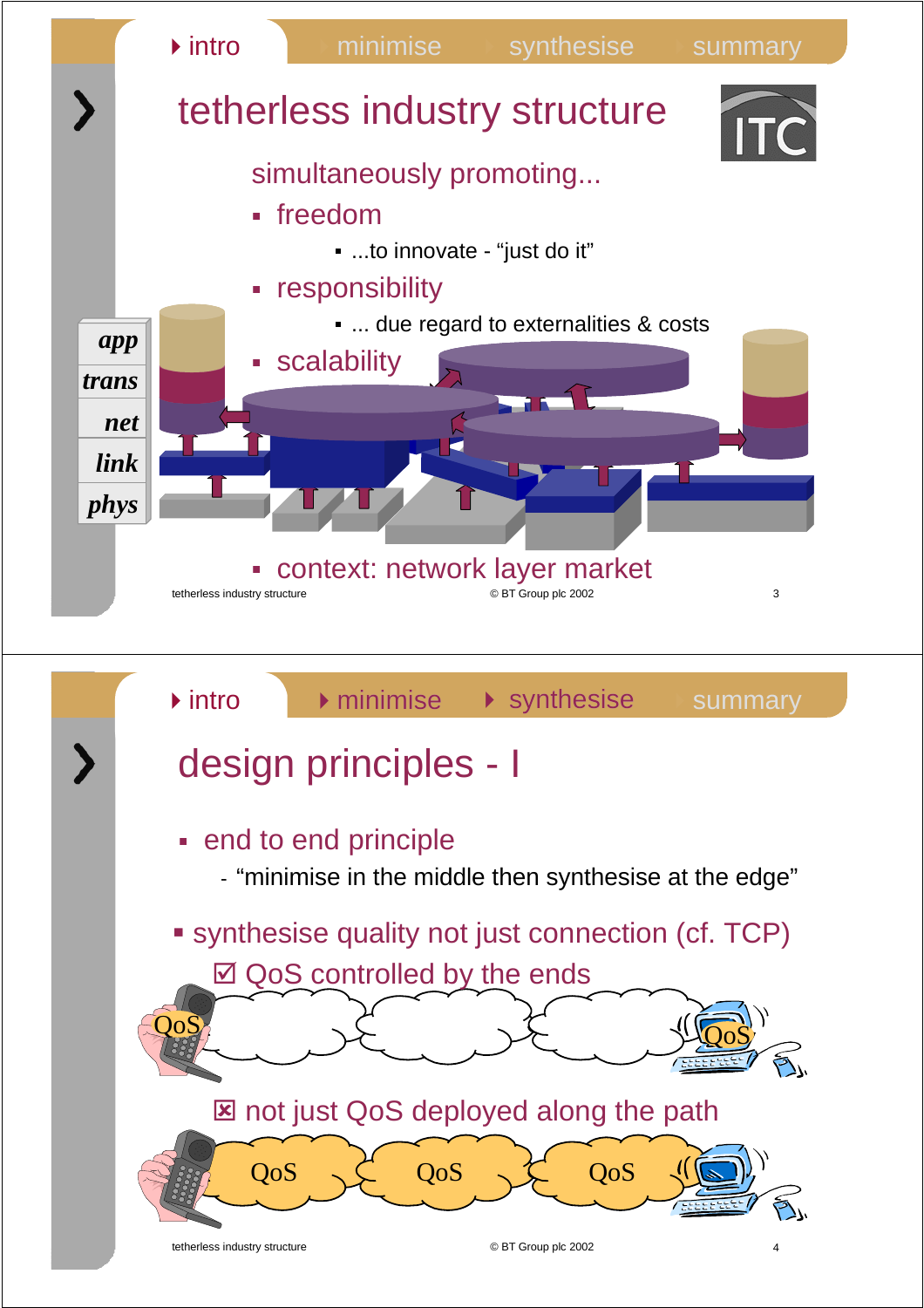intro | minimise | synthesise | summary

# tetherless industry structure

simultaneously promoting...

- freedom
  - ...to innovate - “just do it”
- responsibility
  - ... due regard to externalities & costs
- scalability

*app*
*trans*
*net*
*link*
*phys*

- context: network layer market

---

intro | minimise | synthesise | summary

# design principles - I

- end to end principle
  - “minimise in the middle then synthesise at the edge”
- synthesise quality not just connection (cf. TCP)
  - ☑ QoS controlled by the ends
  - ☒ not just QoS deployed along the path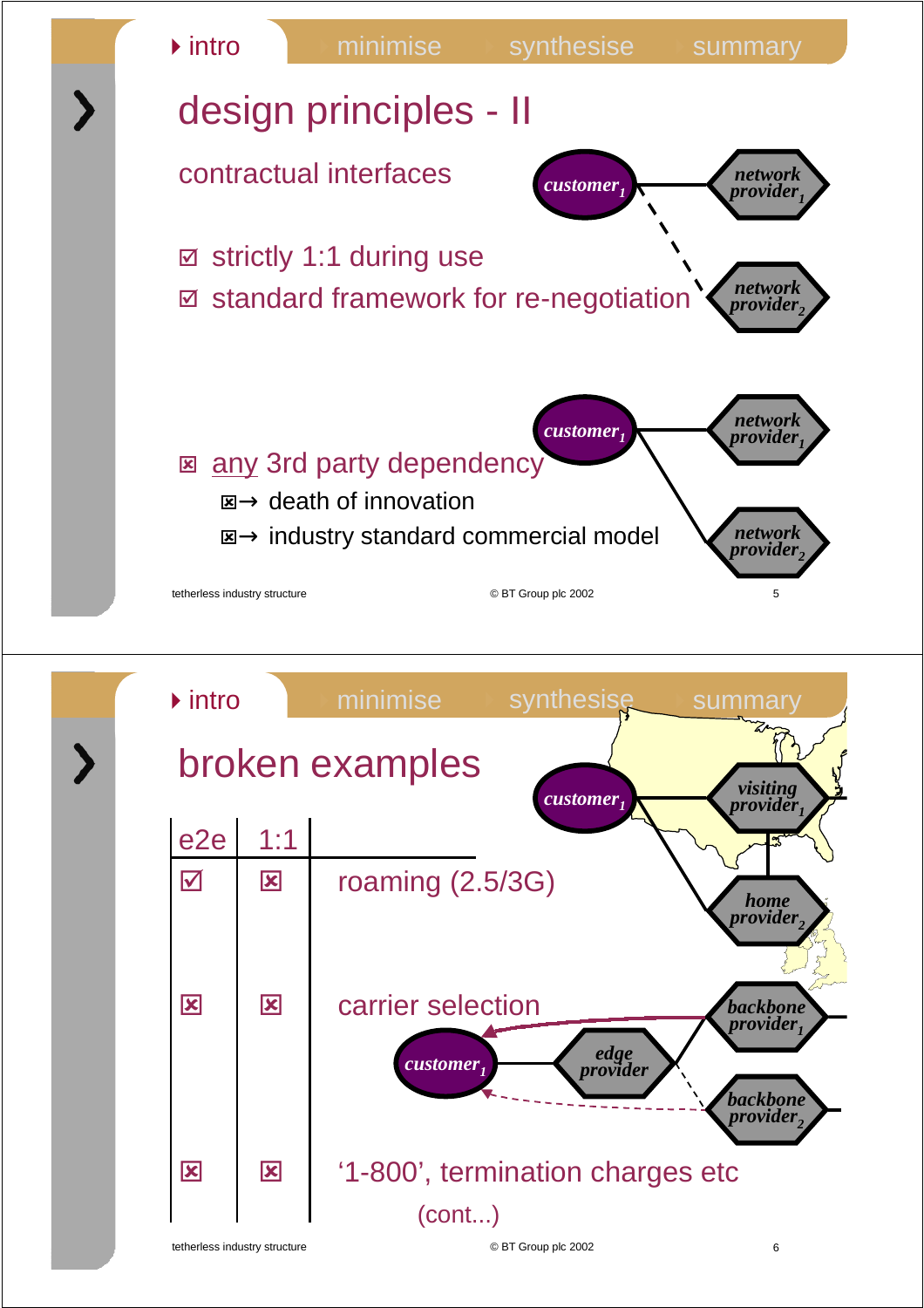## design principles - II

contractual interfaces

- ☑ strictly 1:1 during use
- ☑ standard framework for re-negotiation

$customer_1$ — $network\ provider_1$, $network\ provider_2$

- ☒ any 3rd party dependency
  - ☒→ death of innovation
  - ☒→ industry standard commercial model

$customer_1$ — $network\ provider_1$, $network\ provider_2$

## broken examples

| e2e | 1:1 | |
|---|---|---|
| ☑ | ☒ | roaming (2.5/3G) |
| ☒ | ☒ | carrier selection |
| ☒ | ☒ | '1-800', termination charges etc |

(cont...)

$customer_1$ — $visiting\ provider_1$, $home\ provider_2$

$customer_1$ — edge provider — $backbone\ provider_1$, $backbone\ provider_2$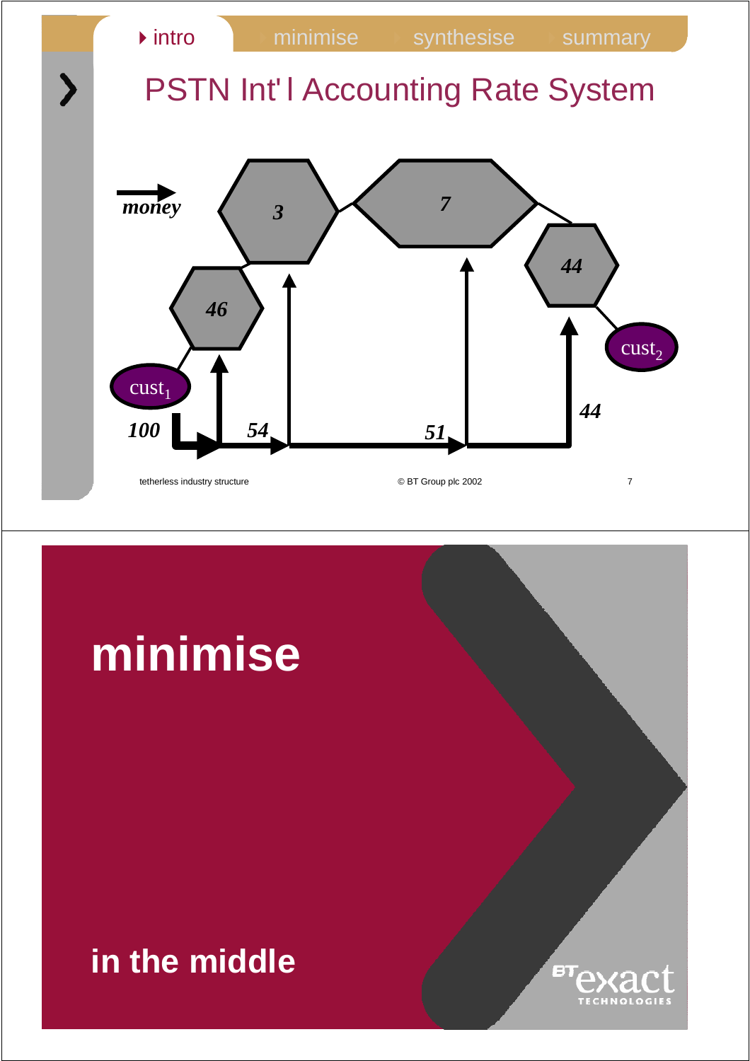intro | minimise | synthesise | summary

# PSTN Int'l Accounting Rate System

*money* →

cust$_1$ — 46 — 3 — 7 — 44 — cust$_2$

*100* → *54* → *51* → *44*

---

# minimise

## in the middle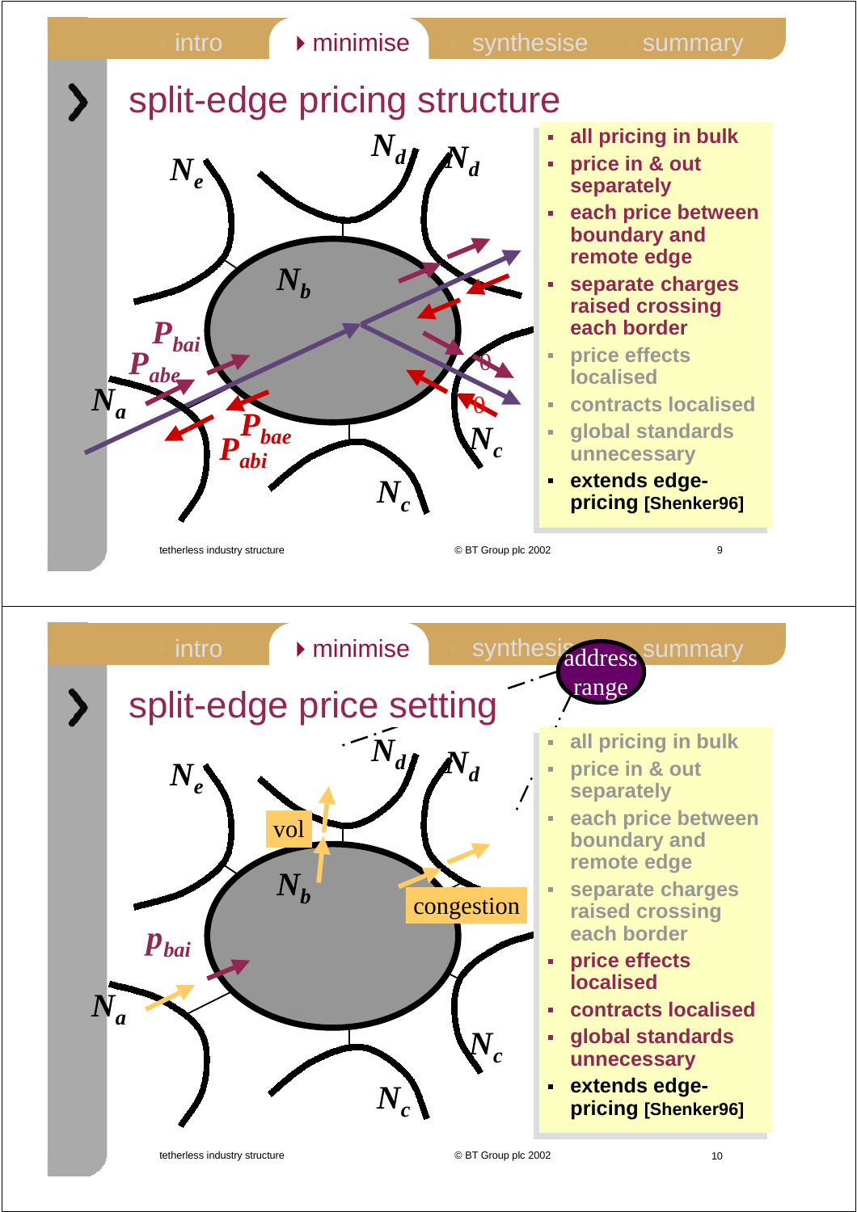## split-edge pricing structure

- all pricing in bulk
- price in & out separately
- each price between boundary and remote edge
- separate charges raised crossing each border
- price effects localised
- contracts localised
- global standards unnecessary
- **extends edge-pricing [Shenker96]**

## split-edge price setting

- all pricing in bulk
- price in & out separately
- each price between boundary and remote edge
- separate charges raised crossing each border
- price effects localised
- contracts localised
- global standards unnecessary
- **extends edge-pricing [Shenker96]**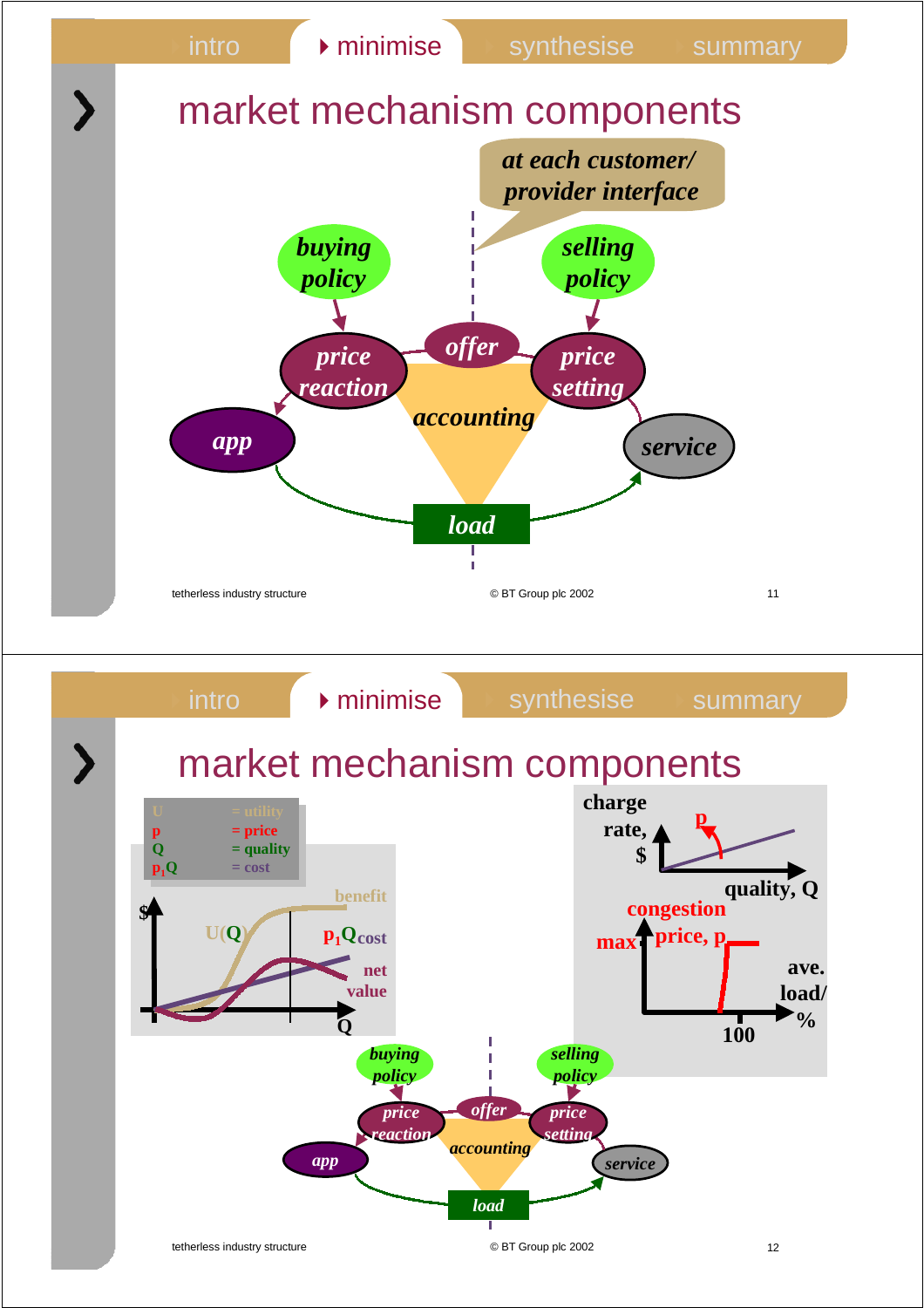intro ▸ minimise synthesise summary

# market mechanism components

*at each customer/ provider interface*

*buying policy* → *price reaction* → *app*

*selling policy* → *price setting* → *service*

*offer*

*accounting*

*load*

tetherless industry structure © BT Group plc 2002

---

intro ▸ minimise synthesise summary

# market mechanism components

| | |
|---|---|
| U | = utility |
| p | = price |
| Q | = quality |
| $p_1Q$ | = cost |

$ — benefit, U(Q), $p_1Q$ cost, net value — Q

charge rate, $ — p — quality, Q

congestion max price, p — ave. load/ % — 100

*buying policy* → *price reaction* → *app*

*selling policy* → *price setting* → *service*

*offer*

*accounting*

*load*

tetherless industry structure © BT Group plc 2002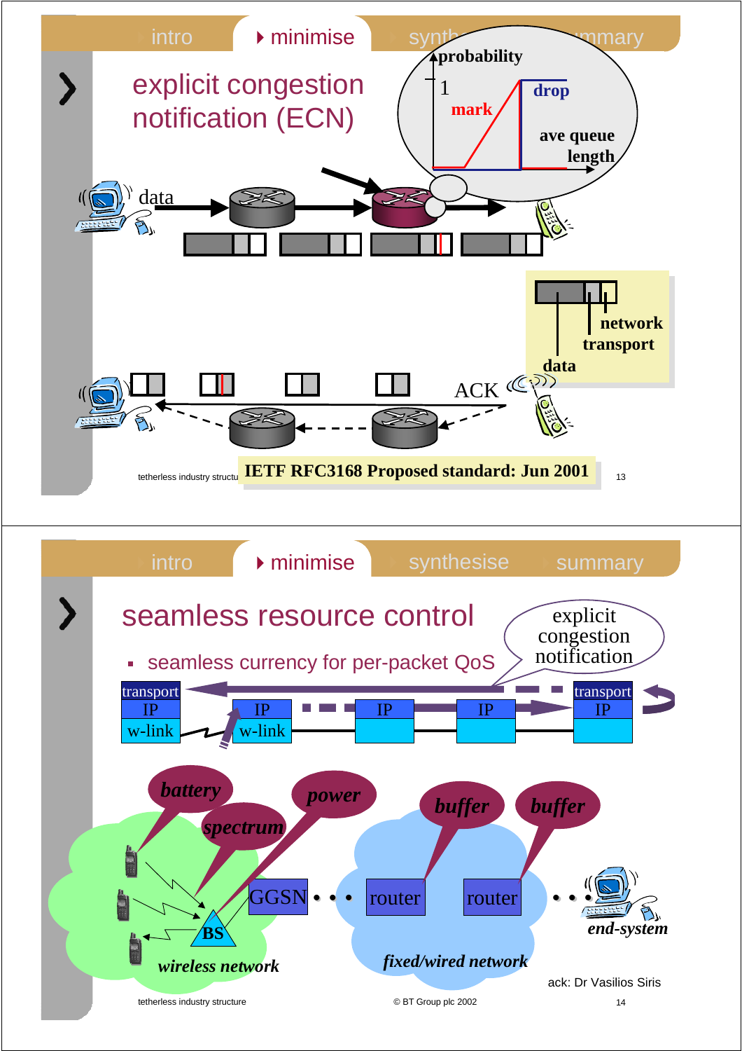## explicit congestion notification (ECN)

probability

1

mark

drop

ave queue length

data

network

transport

data

ACK

**IETF RFC3168 Proposed standard: Jun 2001**

## seamless resource control

- seamless currency for per-packet QoS

explicit congestion notification

transport | IP | w-link

IP | w-link

IP

IP

transport | IP

*battery*

*spectrum*

*power*

*buffer*

*buffer*

GGSN

router

router

BS

*end-system*

*wireless network*

*fixed/wired network*

ack: Dr Vasilios Siris

© BT Group plc 2002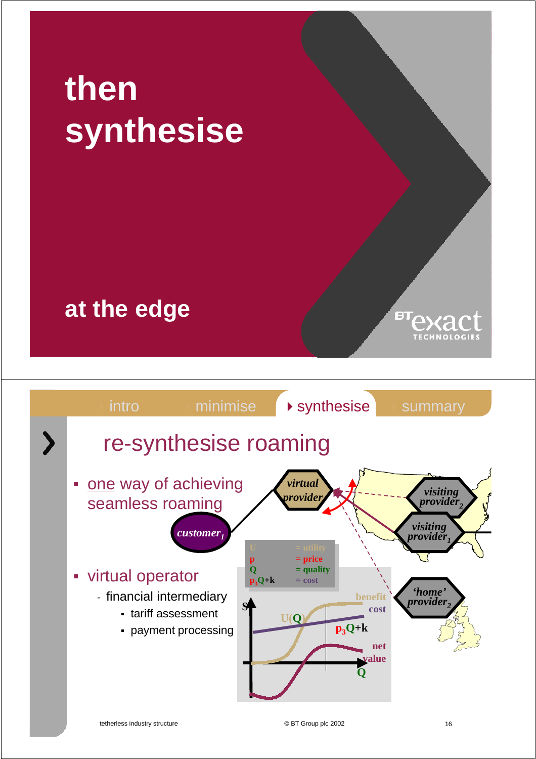# then synthesise

## at the edge

intro | minimise | synthesise | summary

## re-synthesise roaming

- one way of achieving seamless roaming
- virtual operator
  - financial intermediary
    - tariff assessment
    - payment processing

*virtual provider*

*customer$_1$*

*visiting provider$_2$*

*visiting provider$_1$*

*'home' provider$_2$*

U = utility
p = price
Q = quality
$p_3Q+k$ = cost

$, U(Q), benefit, cost, $p_3Q+k$, net value, Q

tetherless industry structure

© BT Group plc 2002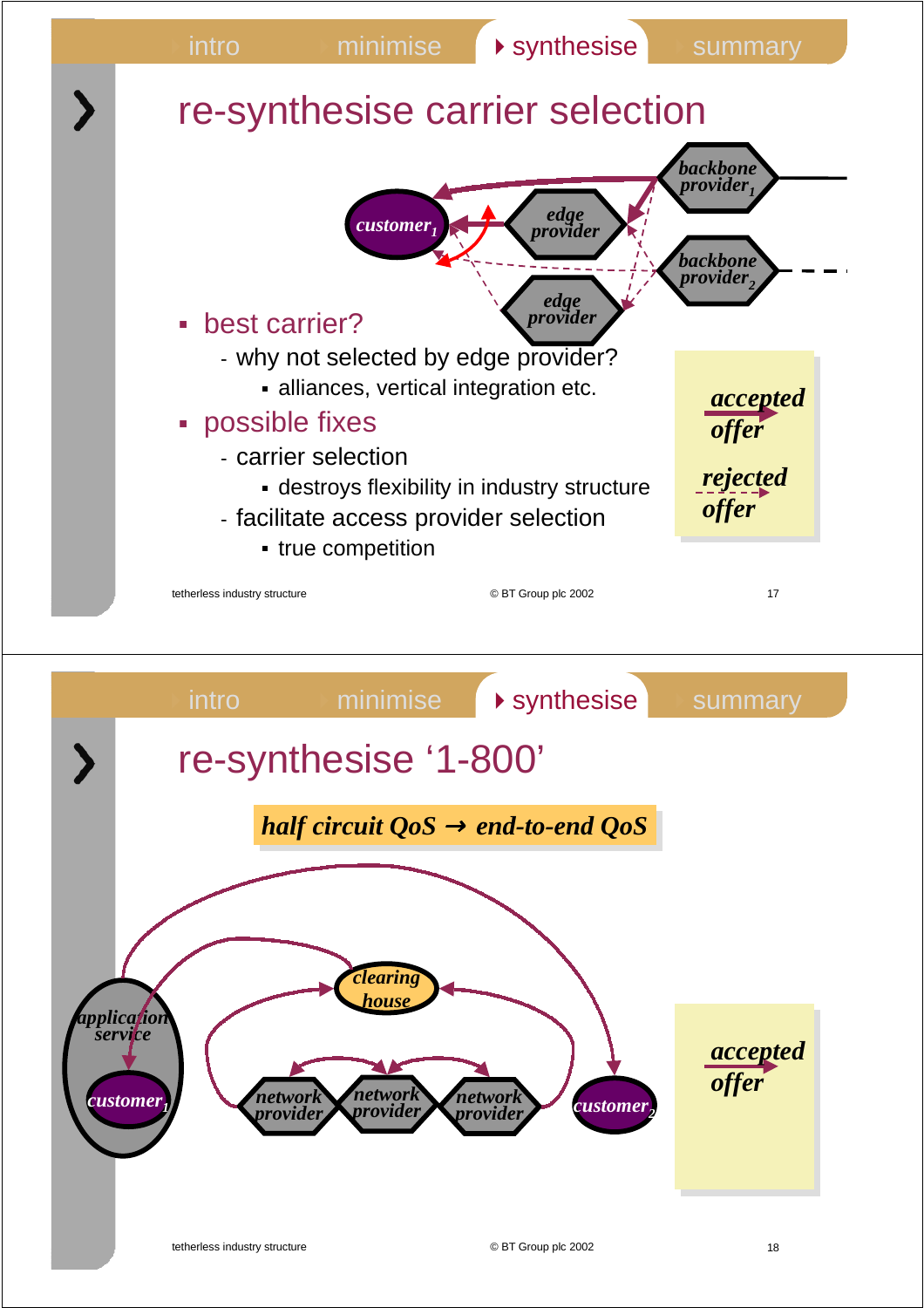## re-synthesise carrier selection

customer$_1$ — edge provider — edge provider — backbone provider$_1$ — backbone provider$_2$

- best carrier?
  - why not selected by edge provider?
    - alliances, vertical integration etc.
- possible fixes
  - carrier selection
    - destroys flexibility in industry structure
  - facilitate access provider selection
    - true competition

*accepted offer*

*rejected offer*

## re-synthesise '1-800'

***half circuit QoS → end-to-end QoS***

*application service* — *customer$_1$* — *clearing house* — *network provider* — *network provider* — *network provider* — *customer$_2$*

*accepted offer*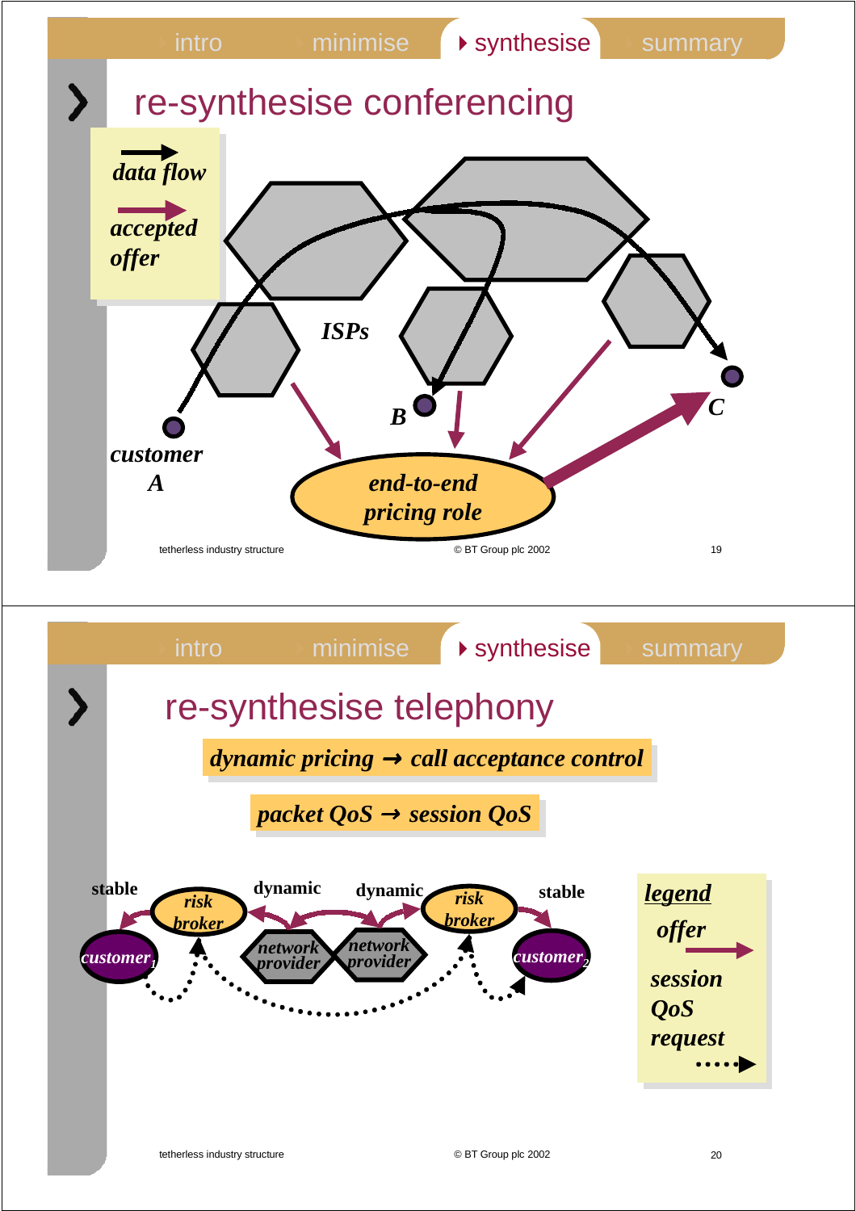## re-synthesise conferencing

*data flow*

*accepted offer*

*ISPs*

*customer A*

*B*

*C*

*end-to-end pricing role*

tetherless industry structure © BT Group plc 2002

---

## re-synthesise telephony

***dynamic pricing → call acceptance control***

***packet QoS → session QoS***

stable · *risk broker* · dynamic · dynamic · *risk broker* · stable

*customer*$_1$ · *network provider* · *network provider* · *customer*$_2$

*legend*

*offer*

*session QoS request*

tetherless industry structure © BT Group plc 2002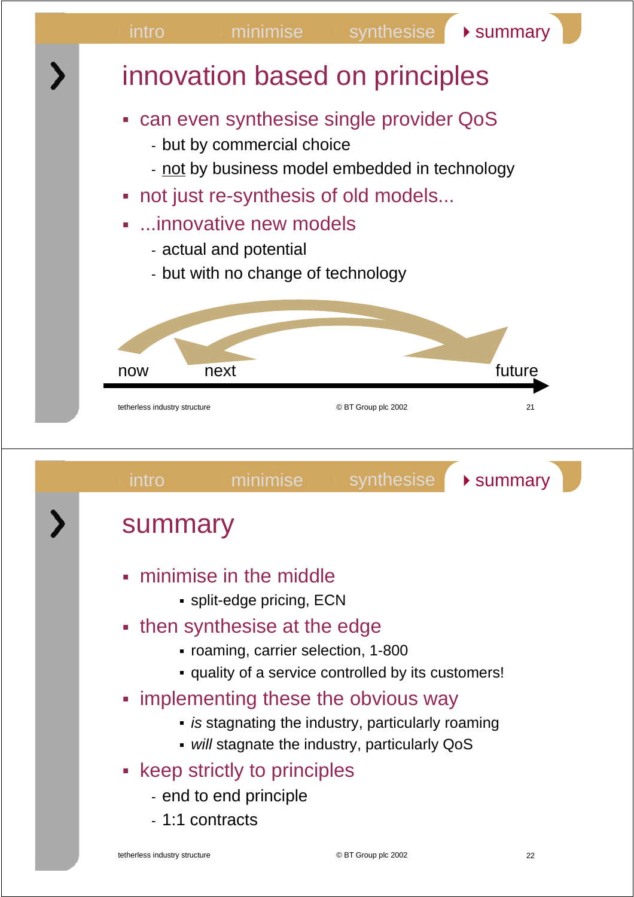## innovation based on principles

- can even synthesise single provider QoS
  - but by commercial choice
  - not by business model embedded in technology
- not just re-synthesis of old models...
- ...innovative new models
  - actual and potential
  - but with no change of technology

now next future

## summary

- minimise in the middle
  - split-edge pricing, ECN
- then synthesise at the edge
  - roaming, carrier selection, 1-800
  - quality of a service controlled by its customers!
- implementing these the obvious way
  - *is* stagnating the industry, particularly roaming
  - *will* stagnate the industry, particularly QoS
- keep strictly to principles
  - end to end principle
  - 1:1 contracts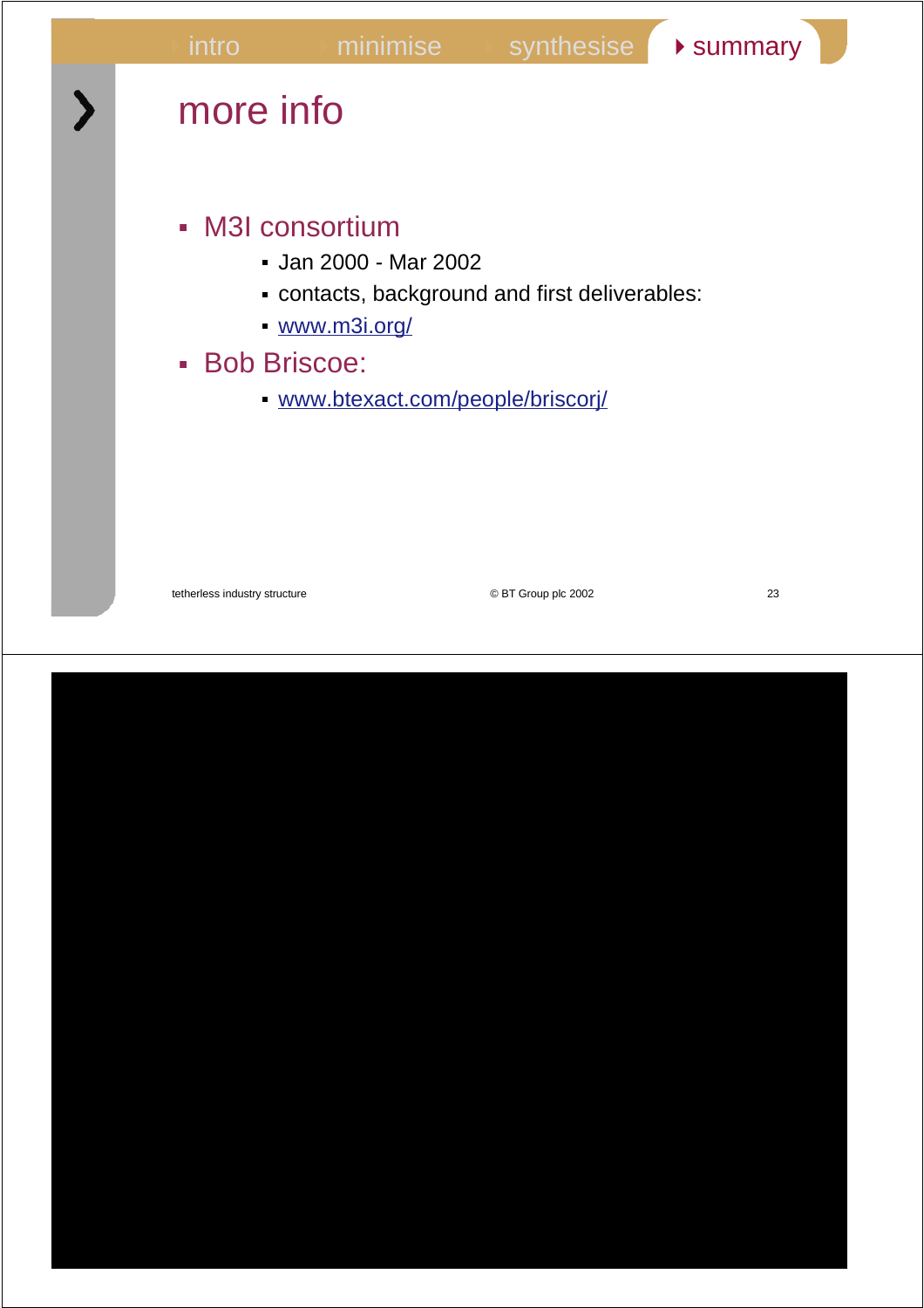# more info

- M3I consortium
  - Jan 2000 - Mar 2002
  - contacts, background and first deliverables:
  - www.m3i.org/
- Bob Briscoe:
  - www.btexact.com/people/briscorj/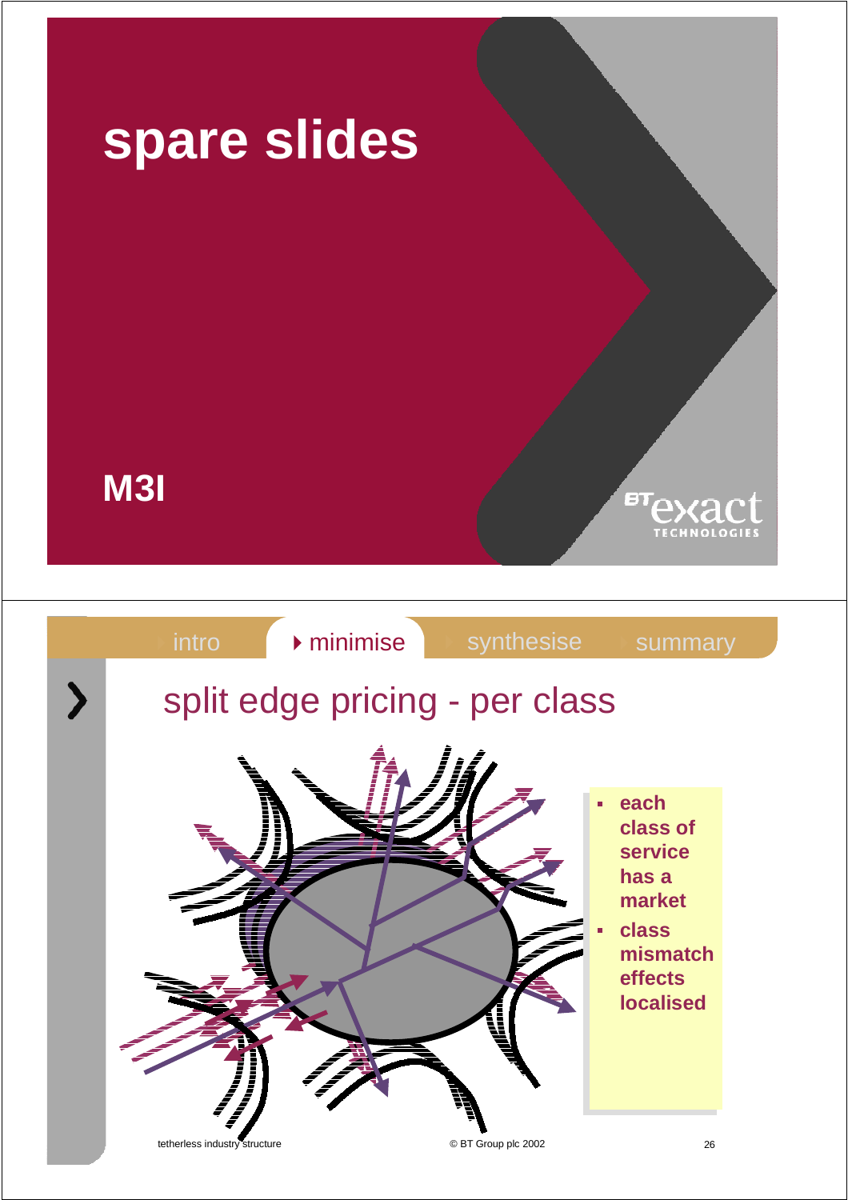# spare slides

**M3I**

---

intro | minimise | synthesise | summary

## split edge pricing - per class

- **each class of service has a market**
- **class mismatch effects localised**

tetherless industry structure

© BT Group plc 2002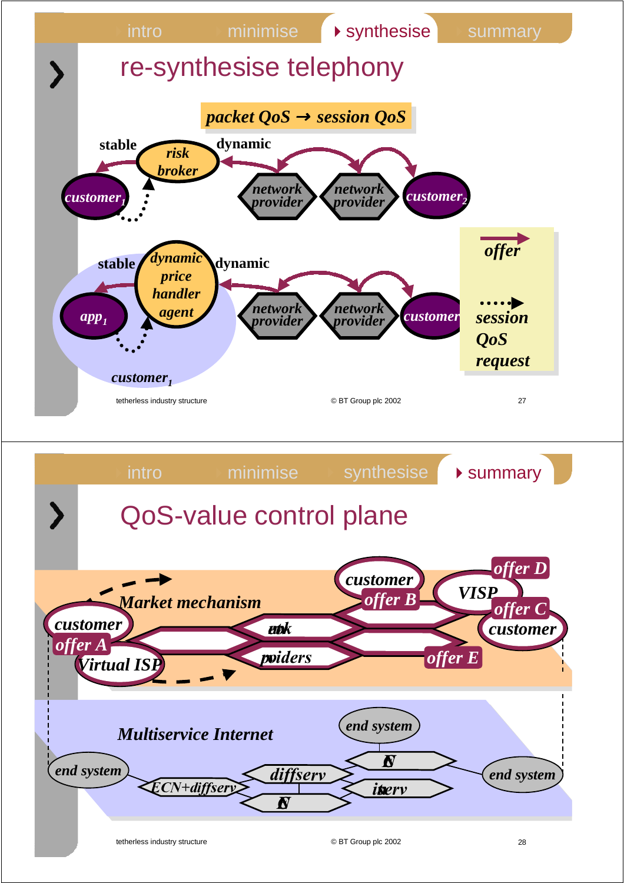intro minimise ▸ synthesise summary

# re-synthesise telephony

*packet QoS → session QoS*

stable

*risk broker*

dynamic

*customer$_1$*

*network provider*

*network provider*

*customer$_2$*

stable

*dynamic price handler agent*

dynamic

*app$_1$*

*network provider*

*network provider*

*customer*

*customer$_1$*

*offer*

*session QoS request*

tetherless industry structure © BT Group plc 2002 27

---

intro minimise synthesise ▸ summary

# QoS-value control plane

*Market mechanism*

*customer*

*offer A*

*Virtual ISP*

*customer*

*offer B*

*VISP*

*offer D*

*offer C*

*customer*

*offer E*

*Multiservice Internet*

*end system*

*end system*

*end system*

*ECN+diffserv*

*diffserv*

*intserv*

tetherless industry structure © BT Group plc 2002 28